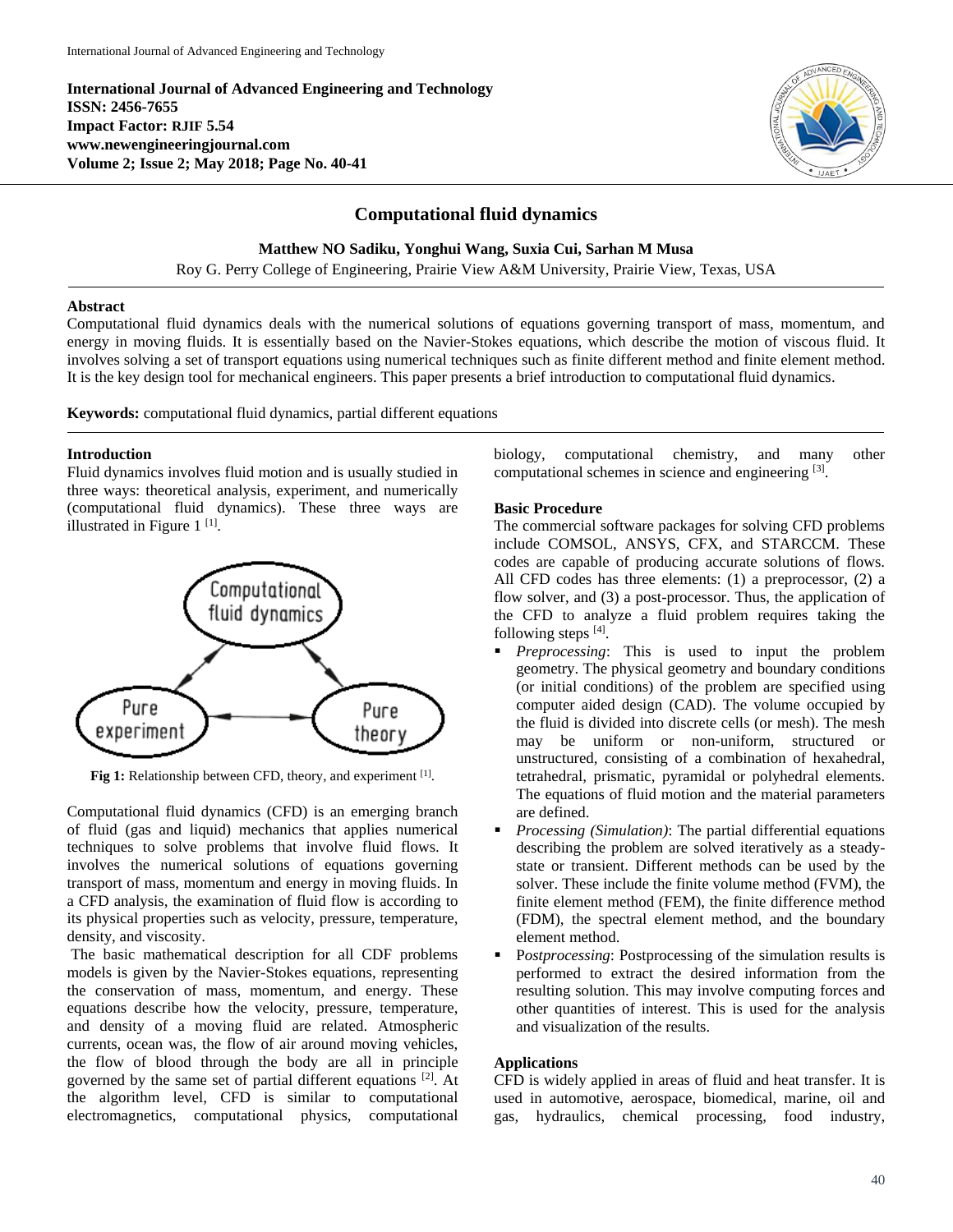**International Journal of Advanced Engineering and Technology**
**ISSN: 2456-7655**
**Impact Factor: RJIF 5.54**
**www.newengineeringjournal.com**
**Volume 2; Issue 2; May 2018; Page No. 40-41**

# Computational fluid dynamics

**Matthew NO Sadiku, Yonghui Wang, Suxia Cui, Sarhan M Musa**

Roy G. Perry College of Engineering, Prairie View A&M University, Prairie View, Texas, USA

## Abstract

Computational fluid dynamics deals with the numerical solutions of equations governing transport of mass, momentum, and energy in moving fluids. It is essentially based on the Navier-Stokes equations, which describe the motion of viscous fluid. It involves solving a set of transport equations using numerical techniques such as finite different method and finite element method. It is the key design tool for mechanical engineers. This paper presents a brief introduction to computational fluid dynamics.

**Keywords:** computational fluid dynamics, partial different equations

## Introduction

Fluid dynamics involves fluid motion and is usually studied in three ways: theoretical analysis, experiment, and numerically (computational fluid dynamics). These three ways are illustrated in Figure 1 [1].

**Fig 1:** Relationship between CFD, theory, and experiment [1].

Computational fluid dynamics (CFD) is an emerging branch of fluid (gas and liquid) mechanics that applies numerical techniques to solve problems that involve fluid flows. It involves the numerical solutions of equations governing transport of mass, momentum and energy in moving fluids. In a CFD analysis, the examination of fluid flow is according to its physical properties such as velocity, pressure, temperature, density, and viscosity.

The basic mathematical description for all CDF problems models is given by the Navier-Stokes equations, representing the conservation of mass, momentum, and energy. These equations describe how the velocity, pressure, temperature, and density of a moving fluid are related. Atmospheric currents, ocean was, the flow of air around moving vehicles, the flow of blood through the body are all in principle governed by the same set of partial different equations [2]. At the algorithm level, CFD is similar to computational electromagnetics, computational physics, computational biology, computational chemistry, and many other computational schemes in science and engineering [3].

## Basic Procedure

The commercial software packages for solving CFD problems include COMSOL, ANSYS, CFX, and STARCCM. These codes are capable of producing accurate solutions of flows. All CFD codes has three elements: (1) a preprocessor, (2) a flow solver, and (3) a post-processor. Thus, the application of the CFD to analyze a fluid problem requires taking the following steps [4].

- *Preprocessing*: This is used to input the problem geometry. The physical geometry and boundary conditions (or initial conditions) of the problem are specified using computer aided design (CAD). The volume occupied by the fluid is divided into discrete cells (or mesh). The mesh may be uniform or non-uniform, structured or unstructured, consisting of a combination of hexahedral, tetrahedral, prismatic, pyramidal or polyhedral elements. The equations of fluid motion and the material parameters are defined.
- *Processing (Simulation)*: The partial differential equations describing the problem are solved iteratively as a steady-state or transient. Different methods can be used by the solver. These include the finite volume method (FVM), the finite element method (FEM), the finite difference method (FDM), the spectral element method, and the boundary element method.
- P*ostprocessing*: Postprocessing of the simulation results is performed to extract the desired information from the resulting solution. This may involve computing forces and other quantities of interest. This is used for the analysis and visualization of the results.

## Applications

CFD is widely applied in areas of fluid and heat transfer. It is used in automotive, aerospace, biomedical, marine, oil and gas, hydraulics, chemical processing, food industry,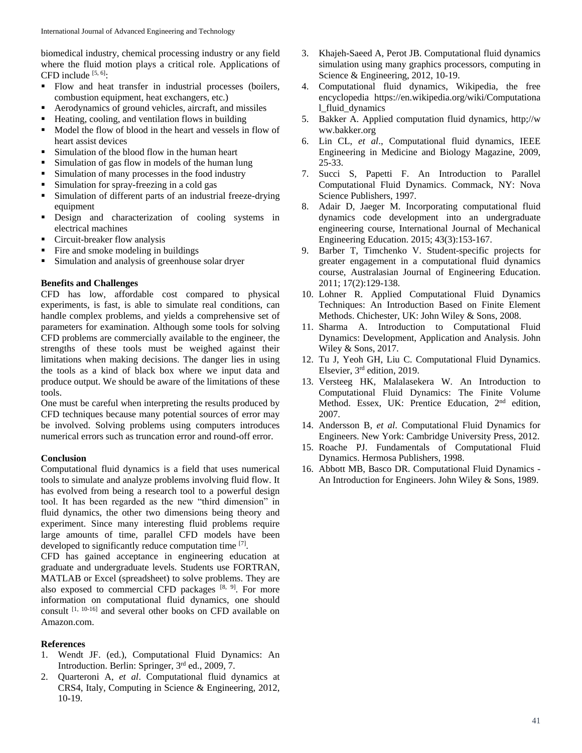biomedical industry, chemical processing industry or any field where the fluid motion plays a critical role. Applications of CFD include [5, 6]:

- Flow and heat transfer in industrial processes (boilers, combustion equipment, heat exchangers, etc.)
- Aerodynamics of ground vehicles, aircraft, and missiles
- Heating, cooling, and ventilation flows in building
- Model the flow of blood in the heart and vessels in flow of heart assist devices
- Simulation of the blood flow in the human heart
- Simulation of gas flow in models of the human lung
- Simulation of many processes in the food industry
- Simulation for spray-freezing in a cold gas
- Simulation of different parts of an industrial freeze-drying equipment
- Design and characterization of cooling systems in electrical machines
- Circuit-breaker flow analysis
- Fire and smoke modeling in buildings
- Simulation and analysis of greenhouse solar dryer

**Benefits and Challenges**

CFD has low, affordable cost compared to physical experiments, is fast, is able to simulate real conditions, can handle complex problems, and yields a comprehensive set of parameters for examination. Although some tools for solving CFD problems are commercially available to the engineer, the strengths of these tools must be weighed against their limitations when making decisions. The danger lies in using the tools as a kind of black box where we input data and produce output. We should be aware of the limitations of these tools.

One must be careful when interpreting the results produced by CFD techniques because many potential sources of error may be involved. Solving problems using computers introduces numerical errors such as truncation error and round-off error.

**Conclusion**

Computational fluid dynamics is a field that uses numerical tools to simulate and analyze problems involving fluid flow. It has evolved from being a research tool to a powerful design tool. It has been regarded as the new "third dimension" in fluid dynamics, the other two dimensions being theory and experiment. Since many interesting fluid problems require large amounts of time, parallel CFD models have been developed to significantly reduce computation time [7].

CFD has gained acceptance in engineering education at graduate and undergraduate levels. Students use FORTRAN, MATLAB or Excel (spreadsheet) to solve problems. They are also exposed to commercial CFD packages [8, 9]. For more information on computational fluid dynamics, one should consult [1, 10-16] and several other books on CFD available on Amazon.com.

**References**

1. Wendt JF. (ed.), Computational Fluid Dynamics: An Introduction. Berlin: Springer, 3rd ed., 2009, 7.
2. Quarteroni A, *et al*. Computational fluid dynamics at CRS4, Italy, Computing in Science & Engineering, 2012, 10-19.
3. Khajeh-Saeed A, Perot JB. Computational fluid dynamics simulation using many graphics processors, computing in Science & Engineering, 2012, 10-19.
4. Computational fluid dynamics, Wikipedia, the free encyclopedia https://en.wikipedia.org/wiki/Computational_fluid_dynamics
5. Bakker A. Applied computation fluid dynamics, http;//www.bakker.org
6. Lin CL, *et al*., Computational fluid dynamics, IEEE Engineering in Medicine and Biology Magazine, 2009, 25-33.
7. Succi S, Papetti F. An Introduction to Parallel Computational Fluid Dynamics. Commack, NY: Nova Science Publishers, 1997.
8. Adair D, Jaeger M. Incorporating computational fluid dynamics code development into an undergraduate engineering course, International Journal of Mechanical Engineering Education. 2015; 43(3):153-167.
9. Barber T, Timchenko V. Student-specific projects for greater engagement in a computational fluid dynamics course, Australasian Journal of Engineering Education. 2011; 17(2):129-138.
10. Lohner R. Applied Computational Fluid Dynamics Techniques: An Introduction Based on Finite Element Methods. Chichester, UK: John Wiley & Sons, 2008.
11. Sharma A. Introduction to Computational Fluid Dynamics: Development, Application and Analysis. John Wiley & Sons, 2017.
12. Tu J, Yeoh GH, Liu C. Computational Fluid Dynamics. Elsevier, 3rd edition, 2019.
13. Versteeg HK, Malalasekera W. An Introduction to Computational Fluid Dynamics: The Finite Volume Method. Essex, UK: Prentice Education, 2nd edition, 2007.
14. Andersson B, *et al*. Computational Fluid Dynamics for Engineers. New York: Cambridge University Press, 2012.
15. Roache PJ. Fundamentals of Computational Fluid Dynamics. Hermosa Publishers, 1998.
16. Abbott MB, Basco DR. Computational Fluid Dynamics - An Introduction for Engineers. John Wiley & Sons, 1989.